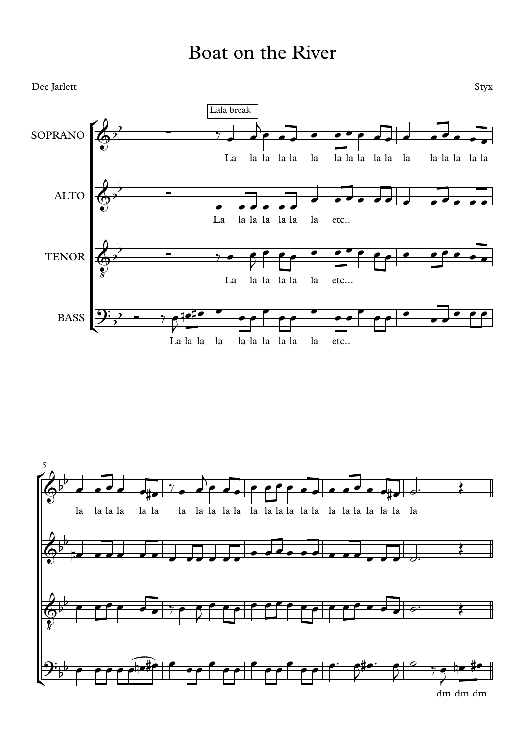# Boat on the River

Dee Jarlett

Styx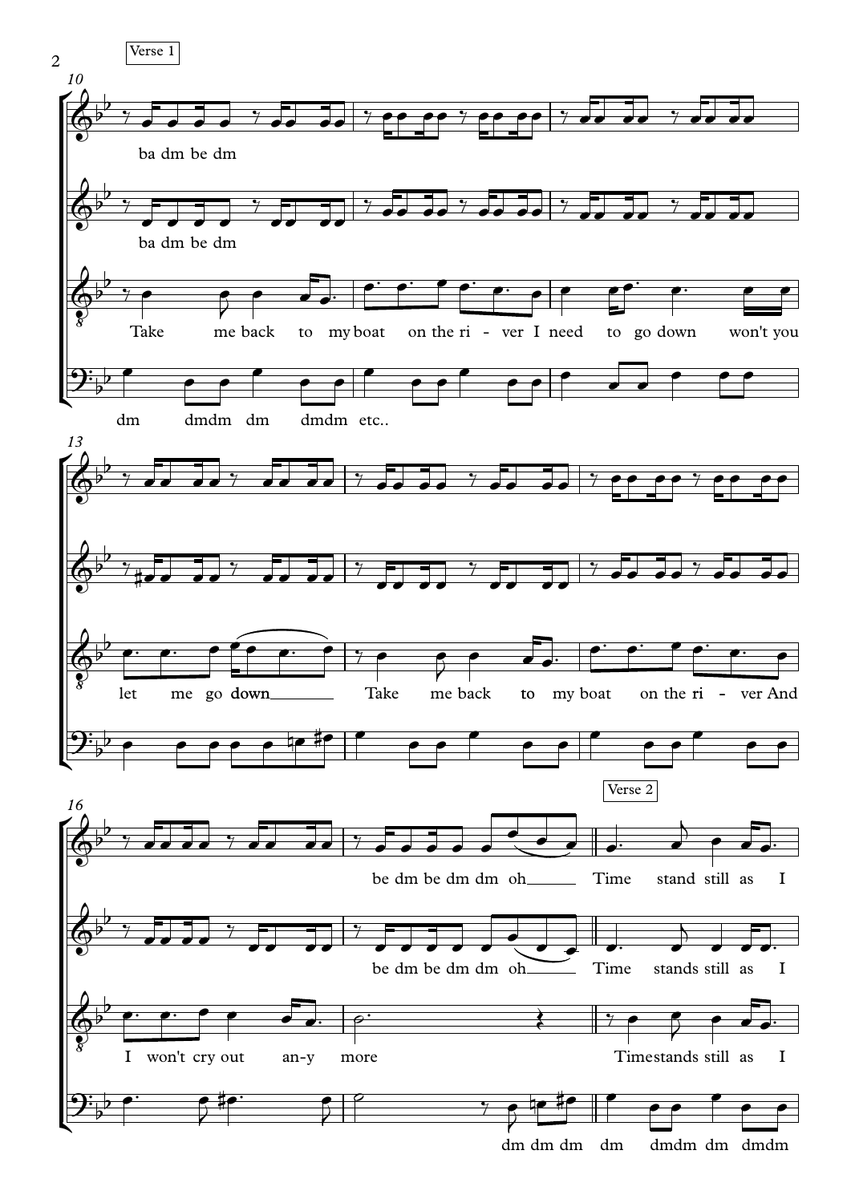Verse 1

ba dm be dm

ba dm be dm

Take me back to my boat on the ri - ver I need to go down won't you

dm dmdm dm dmdm etc..

let me go down Take me back to my boat on the ri - ver And

I won't cry out an-y more

be dm be dm dm oh

be dm be dm dm oh

dm dm dm

Verse 2

Time stand still as I

Time stands still as I

Time stands still as I

dm dmdm dm dmdm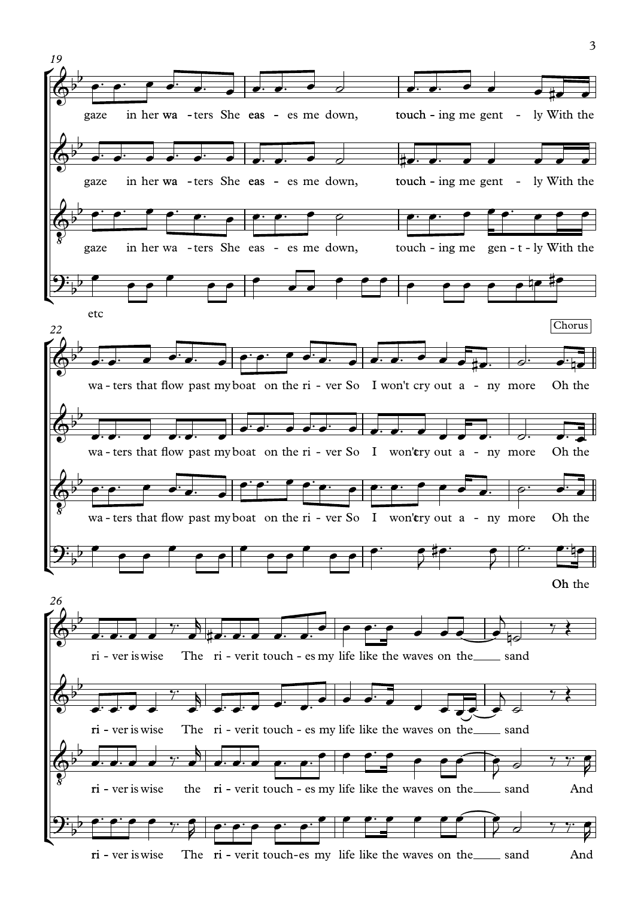19

gaze in her wa - ters She eas - es me down, touch - ing me gent - ly With the

gaze in her wa - ters She eas - es me down, touch - ing me gent - ly With the

gaze in her wa - ters She eas - es me down, touch - ing me gen - t - ly With the

etc

22

Chorus

wa - ters that flow past my boat on the ri - ver So I won't cry out a - ny more Oh the

wa - ters that flow past my boat on the ri - ver So I won't cry out a - ny more Oh the

wa - ters that flow past my boat on the ri - ver So I won't cry out a - ny more Oh the

Oh the

26

ri - ver is wise The ri - ver it touch - es my life like the waves on the ___ sand

ri - ver is wise The ri - ver it touch - es my life like the waves on the ___ sand

ri - ver is wise the ri - ver it touch - es my life like the waves on the ___ sand And

ri - ver is wise The ri - ver it touch-es my life like the waves on the ___ sand And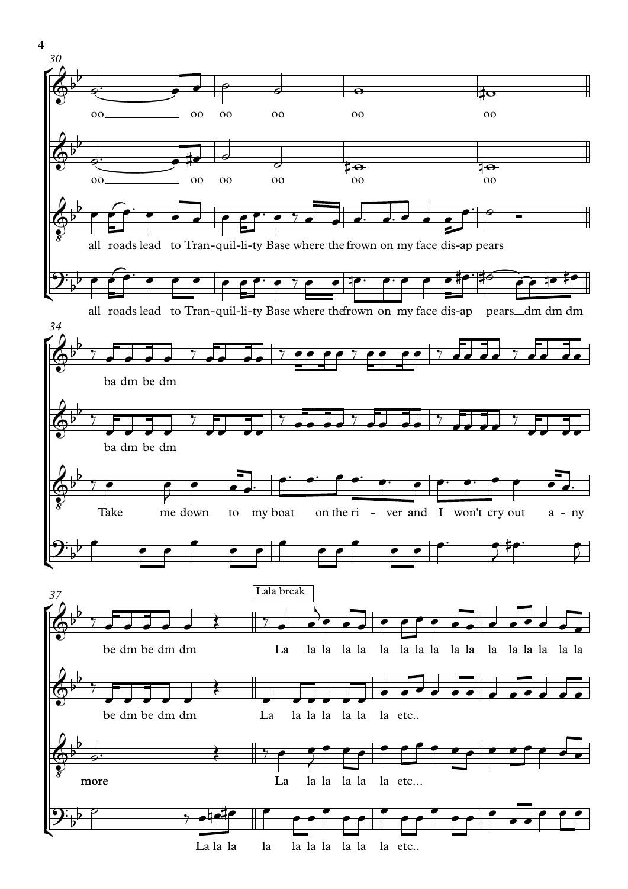30

oo oo oo oo oo oo

oo oo oo oo oo oo

all roads lead to Tran-quil-li-ty Base where the frown on my face dis-ap pears

all roads lead to Tran-quil-li-ty Base where the frown on my face dis-ap pears dm dm dm

34

ba dm be dm

ba dm be dm

Take me down to my boat on the ri - ver and I won't cry out a - ny

37

Lala break

be dm be dm dm La la la la la la la la la la la la la la la la la la

be dm be dm dm La la la la la la la etc..

**more** La la la la la la etc...

La la la la la la la la la la etc..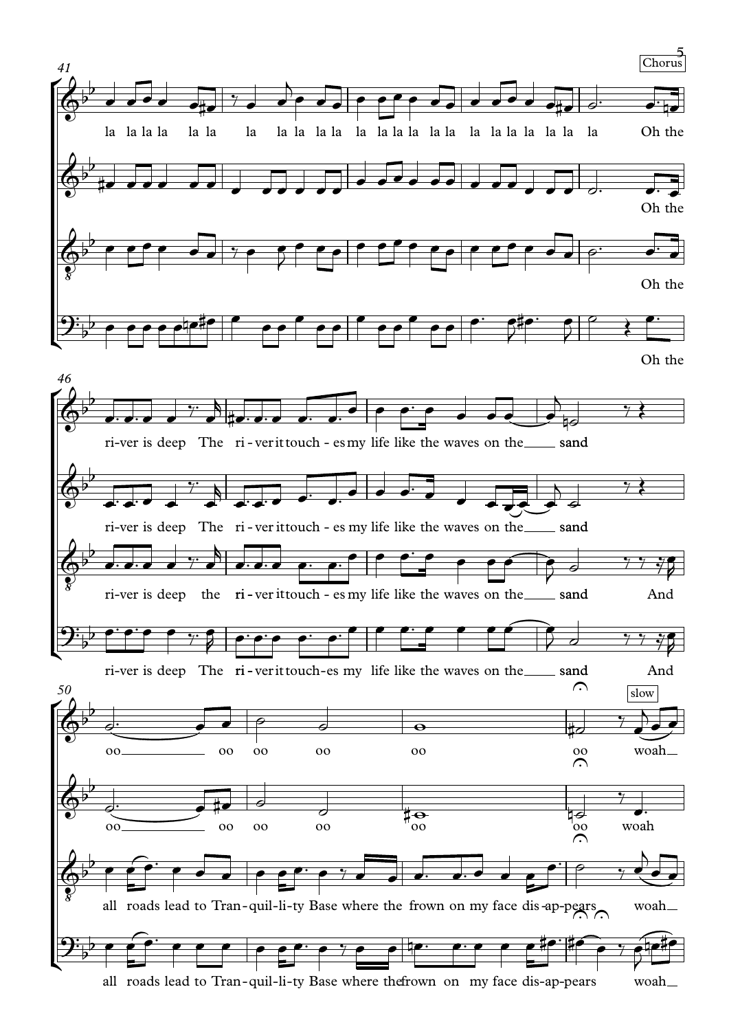**Chorus**

**41**

la la la la la la la la la la la la la la la la la la la la la la la la la Oh the

Oh the

Oh the

Oh the

**46**

ri-ver is deep The ri - ver it touch - es my life like the waves on the ___ sand

ri-ver is deep The ri - ver it touch - es my life like the waves on the ___ sand

ri-ver is deep the ri - ver it touch - es my life like the waves on the ___ sand And

ri-ver is deep The ri - ver it touch-es my life like the waves on the ___ sand And

**50**

slow

oo ___ oo oo oo oo oo woah ___

oo ___ oo oo oo oo oo woah

all roads lead to Tran - quil - li - ty Base where the frown on my face dis - ap - pears woah ___

all roads lead to Tran - quil - li - ty Base where the frown on my face dis - ap - pears woah ___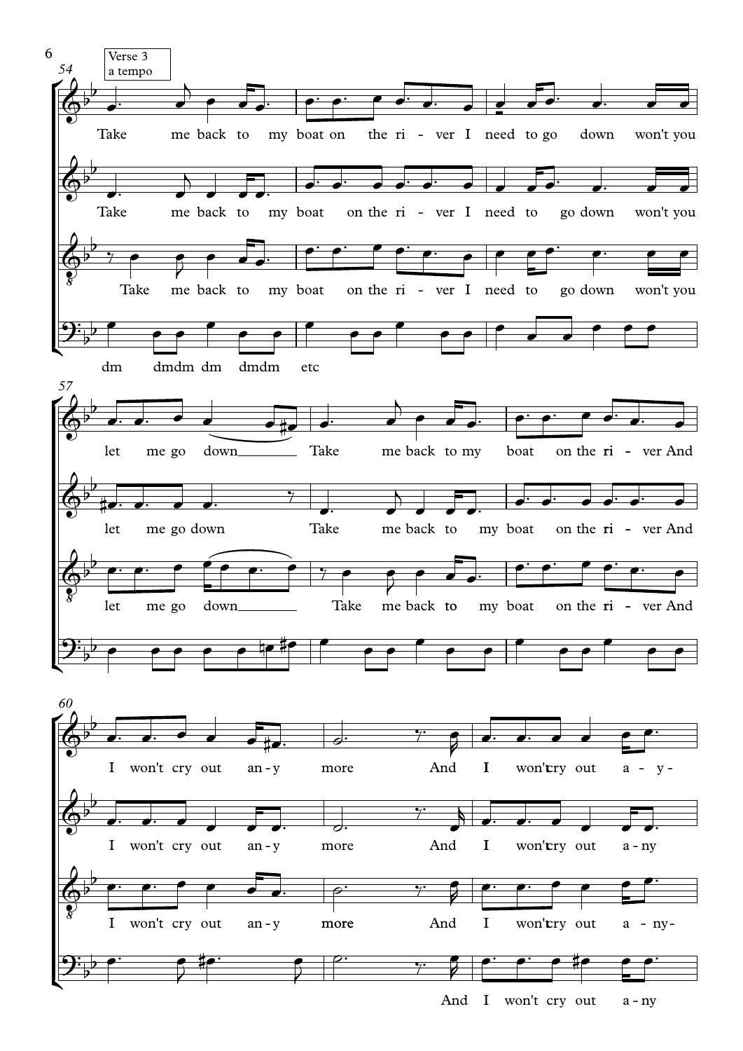Verse 3
a tempo

54

Take me back to my boat on the ri - ver I need to go down won't you

Take me back to my boat on the ri - ver I need to go down won't you

Take me back to my boat on the ri - ver I need to go down won't you

dm dmdm dm dmdm etc

57

let me go down Take me back to my boat on the ri - ver And

let me go down Take me back to my boat on the ri - ver And

let me go down Take me back to my boat on the ri - ver And

60

I won't cry out an - y more And I won't cry out a - y -

I won't cry out an - y more And I won't cry out a - ny

I won't cry out an - y more And I won't cry out a - ny-

And I won't cry out a - ny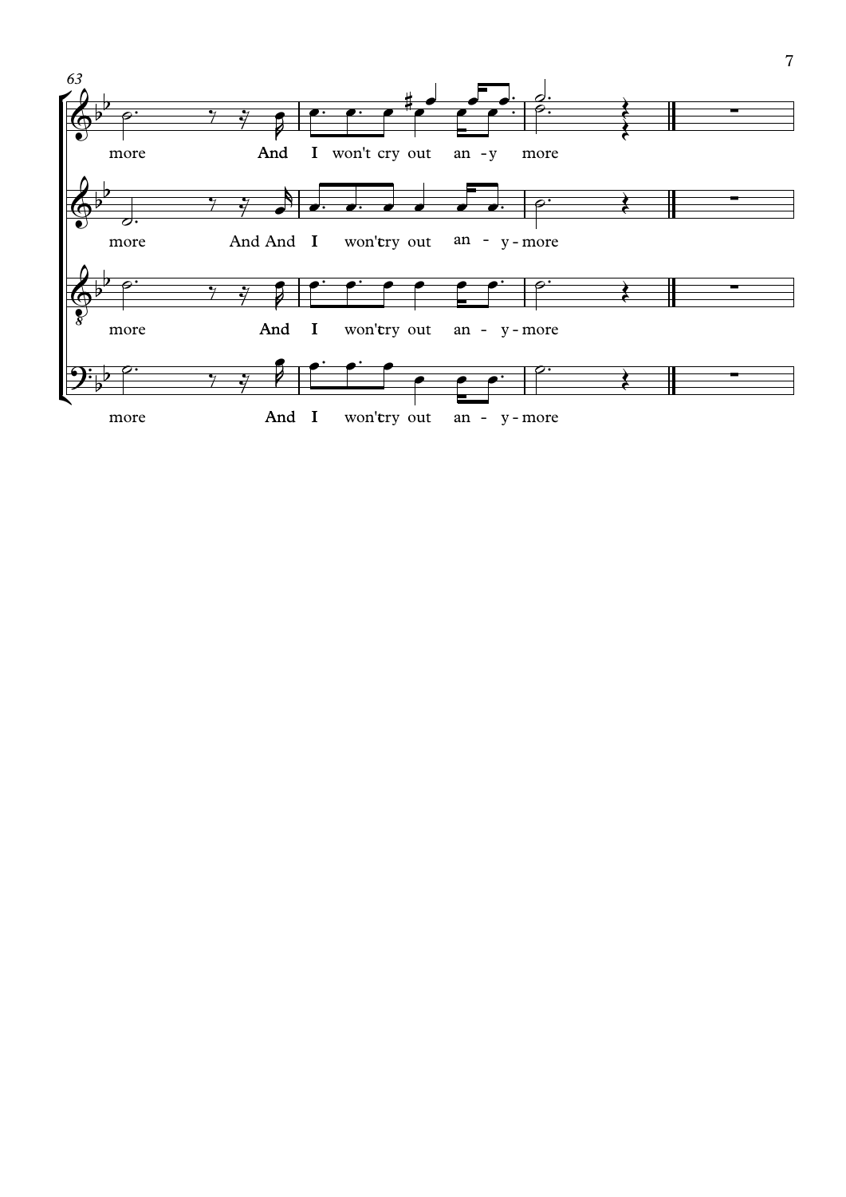63

more And I won't cry out an - y more

more And And I won'tcry out an - y - more

more And I won'tcry out an - y - more

more And I won'tcry out an - y - more